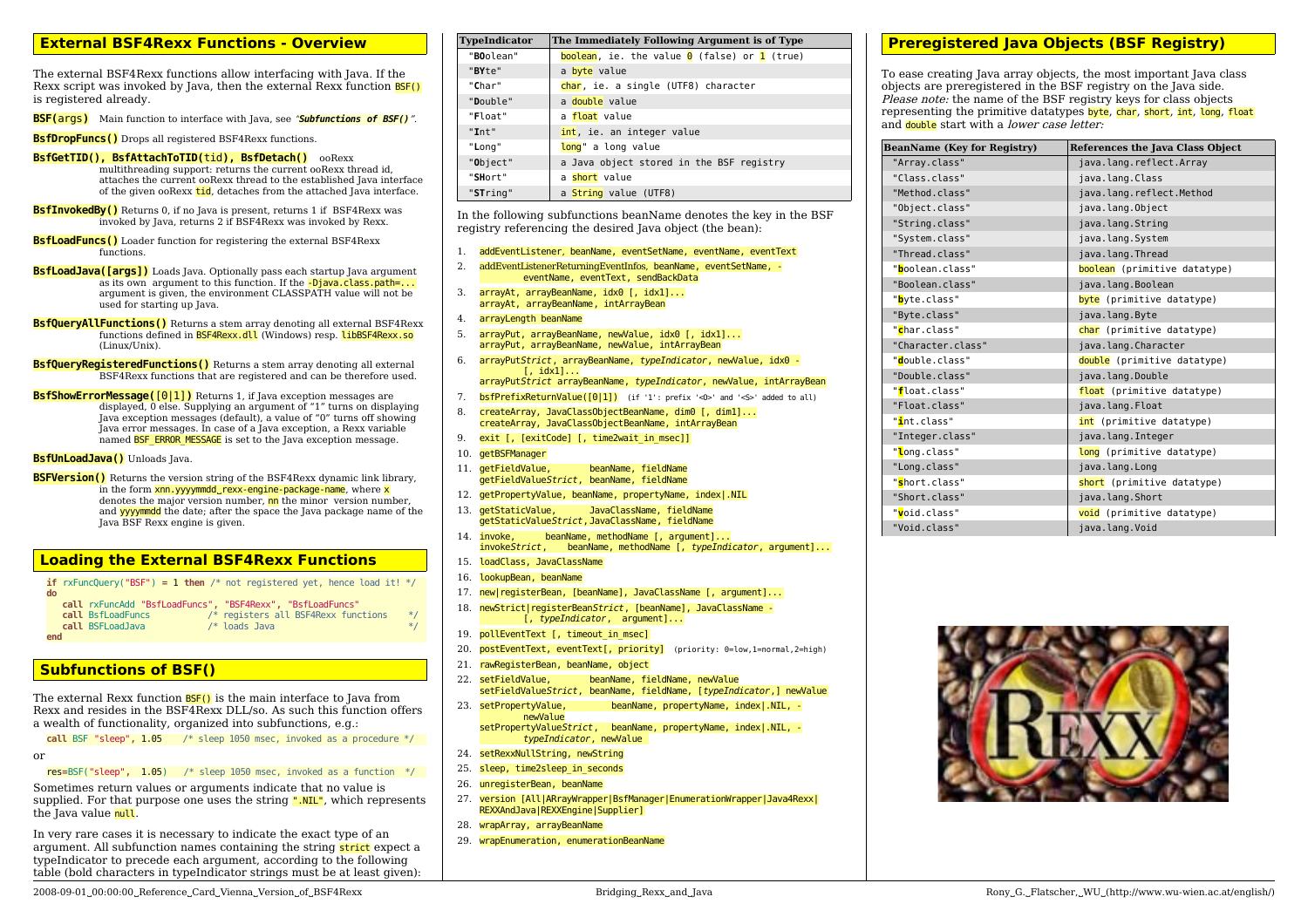## External BSF4Rexx Functions - Overview

The external BSF4Rexx functions allow interfacing with Java. If the Rexx script was invoked by Java, then the external Rexx function `BSF()` is registered already.

**BSF(args)** Main function to interface with Java, see *"Subfunctions of BSF()"*.

**BsfDropFuncs()** Drops all registered BSF4Rexx functions.

**BsfGetTID(), BsfAttachToTID(tid), BsfDetach()** ooRexx multithreading support: returns the current ooRexx thread id, attaches the current ooRexx thread to the established Java interface of the given ooRexx tid, detaches from the attached Java interface.

**BsfInvokedBy()** Returns 0, if no Java is present, returns 1 if BSF4Rexx was invoked by Java, returns 2 if BSF4Rexx was invoked by Rexx.

**BsfLoadFuncs()** Loader function for registering the external BSF4Rexx functions.

**BsfLoadJava([args])** Loads Java. Optionally pass each startup Java argument as its own argument to this function. If the `-Djava.class.path=...` argument is given, the environment CLASSPATH value will not be used for starting up Java.

**BsfQueryAllFunctions()** Returns a stem array denoting all external BSF4Rexx functions defined in `BSF4Rexx.dll` (Windows) resp. `libBSF4Rexx.so` (Linux/Unix).

**BsfQueryRegisteredFunctions()** Returns a stem array denoting all external BSF4Rexx functions that are registered and can be therefore used.

**BsfShowErrorMessage([0|1])** Returns 1, if Java exception messages are displayed, 0 else. Supplying an argument of "1" turns on displaying Java exception messages (default), a value of "0" turns off showing Java error messages. In case of a Java exception, a Rexx variable named `BSF_ERROR_MESSAGE` is set to the Java exception message.

**BsfUnLoadJava()** Unloads Java.

**BSFVersion()** Returns the version string of the BSF4Rexx dynamic link library, in the form `xnn.yyyymmdd_rexx-engine-package-name`, where `x` denotes the major version number, `nn` the minor version number, and `yyyymmdd` the date; after the space the Java package name of the Java BSF Rexx engine is given.

## Loading the External BSF4Rexx Functions

```
if rxFuncQuery("BSF") = 1 then /* not registered yet, hence load it! */
do
   call rxFuncAdd "BsfLoadFuncs", "BSF4Rexx", "BsfLoadFuncs"
   call BsfLoadFuncs          /* registers all BSF4Rexx functions    */
   call BSFLoadJava           /* loads Java                          */
end
```

## Subfunctions of BSF()

The external Rexx function `BSF()` is the main interface to Java from Rexx and resides in the BSF4Rexx DLL/so. As such this function offers a wealth of functionality, organized into subfunctions, e.g.:

```
call BSF "sleep", 1.05    /* sleep 1050 msec, invoked as a procedure */
```

or

```
res=BSF("sleep", 1.05)   /* sleep 1050 msec, invoked as a function  */
```

Sometimes return values or arguments indicate that no value is supplied. For that purpose one uses the string `".NIL"`, which represents the Java value `null`.

In very rare cases it is necessary to indicate the exact type of an argument. All subfunction names containing the string `strict` expect a typeIndicator to precede each argument, according to the following table (bold characters in typeIndicator strings must be at least given):

| TypeIndicator | The Immediately Following Argument is of Type |
|---|---|
| "**BO**olean" | boolean, ie. the value 0 (false) or 1 (true) |
| "**BY**te" | a byte value |
| "**C**har" | char, ie. a single (UTF8) character |
| "**D**ouble" | a double value |
| "**F**loat" | a float value |
| "**I**nt" | int, ie. an integer value |
| "**L**ong" | long" a long value |
| "**O**bject" | a Java object stored in the BSF registry |
| "**SH**ort" | a short value |
| "**ST**ring" | a String value (UTF8) |

In the following subfunctions beanName denotes the key in the BSF registry referencing the desired Java object (the bean):

1. `addEventListener, beanName, eventSetName, eventName, eventText`
2. `addEventListenerReturningEventInfos, beanName, eventSetName, - eventName, eventText, sendBackData`
3. `arrayAt, arrayBeanName, idx0 [, idx1]...`
   `arrayAt, arrayBeanName, intArrayBean`
4. `arrayLength beanName`
5. `arrayPut, arrayBeanName, newValue, idx0 [, idx1]...`
   `arrayPut, arrayBeanName, newValue, intArrayBean`
6. `arrayPutStrict, arrayBeanName, typeIndicator, newValue, idx0 - [, idx1]...`
   `arrayPutStrict arrayBeanName, typeIndicator, newValue, intArrayBean`
7. `bsfPrefixReturnValue([0|1])` (if '1': prefix '<O>' and '<S>' added to all)
8. `createArray, JavaClassObjectBeanName, dim0 [, dim1]...`
   `createArray, JavaClassObjectBeanName, intArrayBean`
9. `exit [, [exitCode] [, time2wait_in_msec]]`
10. `getBSFManager`
11. `getFieldValue, beanName, fieldName`
    `getFieldValueStrict, beanName, fieldName`
12. `getPropertyValue, beanName, propertyName, index|.NIL`
13. `getStaticValue, JavaClassName, fieldName`
    `getStaticValueStrict, JavaClassName, fieldName`
14. `invoke, beanName, methodName [, argument]...`
    `invokeStrict, beanName, methodName [, typeIndicator, argument]...`
15. `loadClass, JavaClassName`
16. `lookupBean, beanName`
17. `new|registerBean, [beanName], JavaClassName [, argument]...`
18. `newStrict|registerBeanStrict, [beanName], JavaClassName - [, typeIndicator, argument]...`
19. `pollEventText [, timeout_in_msec]`
20. `postEventText, eventText[, priority]` (priority: 0=low,1=normal,2=high)
21. `rawRegisterBean, beanName, object`
22. `setFieldValue, beanName, fieldName, newValue`
    `setFieldValueStrict, beanName, fieldName, [typeIndicator,] newValue`
23. `setPropertyValue, beanName, propertyName, index|.NIL, - newValue`
    `setPropertyValueStrict, beanName, propertyName, index|.NIL, - typeIndicator, newValue`
24. `setRexxNullString, newString`
25. `sleep, time2sleep_in_seconds`
26. `unregisterBean, beanName`
27. `version [All|ARrayWrapper|BsfManager|EnumerationWrapper|Java4Rexx| REXXAndJava|REXXEngine|Supplier]`
28. `wrapArray, arrayBeanName`
29. `wrapEnumeration, enumerationBeanName`

## Preregistered Java Objects (BSF Registry)

To ease creating Java array objects, the most important Java class objects are preregistered in the BSF registry on the Java side. *Please note:* the name of the BSF registry keys for class objects representing the primitive datatypes byte, char, short, int, long, float and double start with a *lower case letter:*

| BeanName (Key for Registry) | References the Java Class Object |
|---|---|
| "Array.class" | java.lang.reflect.Array |
| "Class.class" | java.lang.Class |
| "Method.class" | java.lang.reflect.Method |
| "Object.class" | java.lang.Object |
| "String.class" | java.lang.String |
| "System.class" | java.lang.System |
| "Thread.class" | java.lang.Thread |
| "**b**oolean.class" | boolean (primitive datatype) |
| "Boolean.class" | java.lang.Boolean |
| "**b**yte.class" | byte (primitive datatype) |
| "Byte.class" | java.lang.Byte |
| "**c**har.class" | char (primitive datatype) |
| "Character.class" | java.lang.Character |
| "**d**ouble.class" | double (primitive datatype) |
| "Double.class" | java.lang.Double |
| "**f**loat.class" | float (primitive datatype) |
| "Float.class" | java.lang.Float |
| "**i**nt.class" | int (primitive datatype) |
| "Integer.class" | java.lang.Integer |
| "**l**ong.class" | long (primitive datatype) |
| "Long.class" | java.lang.Long |
| "**s**hort.class" | short (primitive datatype) |
| "Short.class" | java.lang.Short |
| "**v**oid.class" | void (primitive datatype) |
| "Void.class" | java.lang.Void |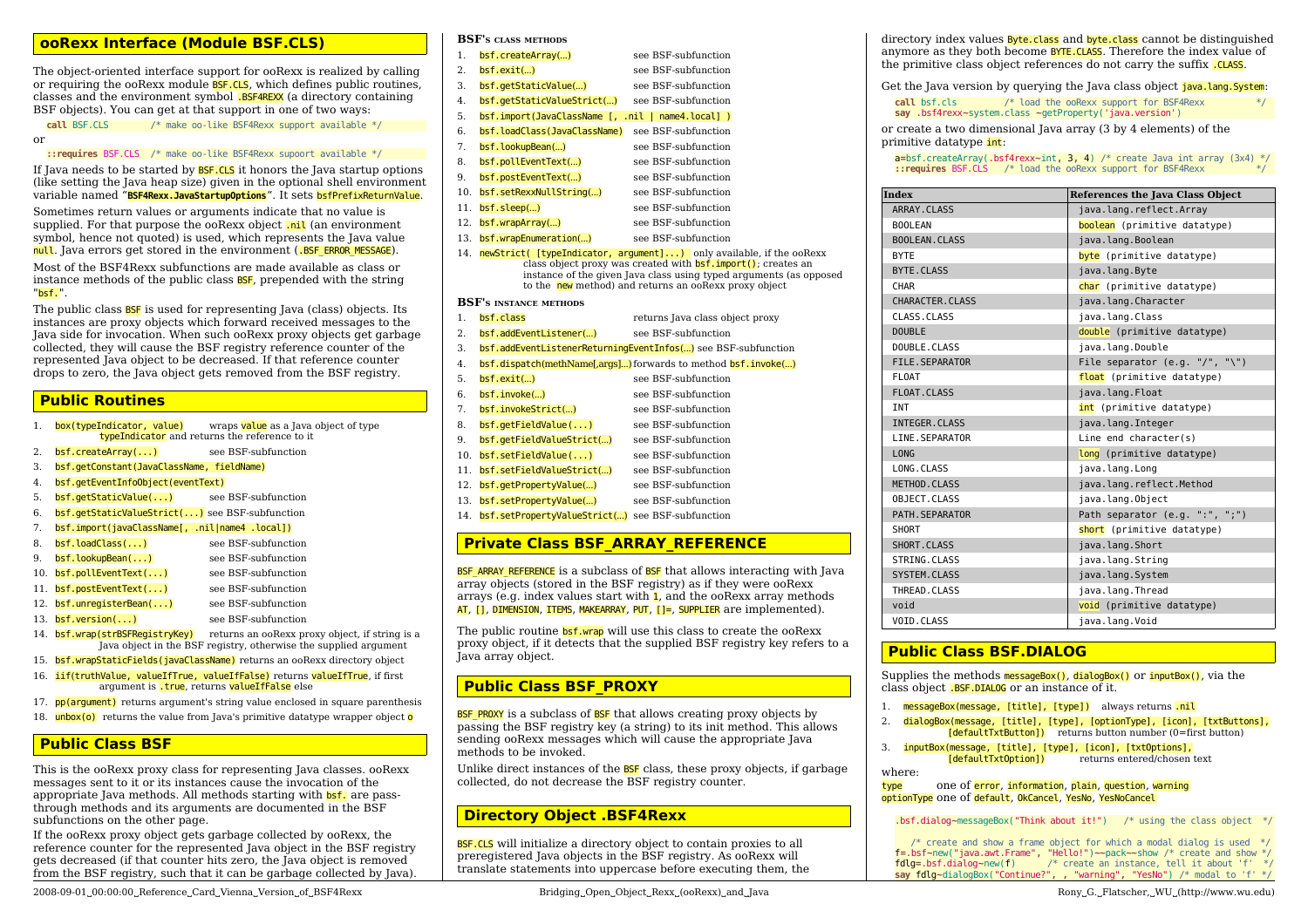## ooRexx Interface (Module BSF.CLS)

The object-oriented interface support for ooRexx is realized by calling or requiring the ooRexx module BSF.CLS, which defines public routines, classes and the environment symbol .BSF4REXX (a directory containing BSF objects). You can get at that support in one of two ways:

```
call BSF.CLS        /* make oo-like BSF4Rexx support available */
```

or

```
::requires BSF.CLS  /* make oo-like BSF4Rexx support available */
```

If Java needs to be started by BSF.CLS it honors the Java startup options (like setting the Java heap size) given in the optional shell environment variable named "**BSF4Rexx.JavaStartupOptions**". It sets bsfPrefixReturnValue.

Sometimes return values or arguments indicate that no value is supplied. For that purpose the ooRexx object .nil (an environment symbol, hence not quoted) is used, which represents the Java value null. Java errors get stored in the environment (.BSF_ERROR_MESSAGE).

Most of the BSF4Rexx subfunctions are made available as class or instance methods of the public class BSF, prepended with the string "bsf.".

The public class BSF is used for representing Java (class) objects. Its instances are proxy objects which forward received messages to the Java side for invocation. When such ooRexx proxy objects get garbage collected, they will cause the BSF registry reference counter of the represented Java object to be decreased. If that reference counter drops to zero, the Java object gets removed from the BSF registry.

## Public Routines

1. box(typeIndicator, value) wraps value as a Java object of type typeIndicator and returns the reference to it
2. bsf.createArray(...) see BSF-subfunction
3. bsf.getConstant(JavaClassName, fieldName)
4. bsf.getEventInfoObject(eventText)
5. bsf.getStaticValue(...) see BSF-subfunction
6. bsf.getStaticValueStrict(...) see BSF-subfunction
7. bsf.import(javaClassName[, .nil|name4 .local])
8. bsf.loadClass(...) see BSF-subfunction
9. bsf.lookupBean(...) see BSF-subfunction
10. bsf.pollEventText(...) see BSF-subfunction
11. bsf.postEventText(...) see BSF-subfunction
12. bsf.unregisterBean(...) see BSF-subfunction
13. bsf.version(...) see BSF-subfunction
14. bsf.wrap(strBSFRegistryKey) returns an ooRexx proxy object, if string is a Java object in the BSF registry, otherwise the supplied argument
15. bsf.wrapStaticFields(javaClassName) returns an ooRexx directory object
16. iif(truthValue, valueIfTrue, valueIfFalse) returns valueIfTrue, if first argument is .true, returns valueIfFalse else
17. pp(argument) returns argument's string value enclosed in square parenthesis
18. unbox(o) returns the value from Java's primitive datatype wrapper object o

## Public Class BSF

This is the ooRexx proxy class for representing Java classes. ooRexx messages sent to it or its instances cause the invocation of the appropriate Java methods. All methods starting with bsf. are pass-through methods and its arguments are documented in the BSF subfunctions on the other page.

If the ooRexx proxy object gets garbage collected by ooRexx, the reference counter for the represented Java object in the BSF registry gets decreased (if that counter hits zero, the Java object is removed from the BSF registry, such that it can be garbage collected by Java).

### BSF's class methods

1. bsf.createArray(...) see BSF-subfunction
2. bsf.exit(...) see BSF-subfunction
3. bsf.getStaticValue(...) see BSF-subfunction
4. bsf.getStaticValueStrict(...) see BSF-subfunction
5. bsf.import(JavaClassName [, .nil | name4.local] )
6. bsf.loadClass(JavaClassName) see BSF-subfunction
7. bsf.lookupBean(...) see BSF-subfunction
8. bsf.pollEventText(...) see BSF-subfunction
9. bsf.postEventText(...) see BSF-subfunction
10. bsf.setRexxNullString(...) see BSF-subfunction
11. bsf.sleep(...) see BSF-subfunction
12. bsf.wrapArray(...) see BSF-subfunction
13. bsf.wrapEnumeration(...) see BSF-subfunction
14. newStrict( [typeIndicator, argument]...) only available, if the ooRexx class object proxy was created with bsf.import(); creates an instance of the given Java class using typed arguments (as opposed to the new method) and returns an ooRexx proxy object

### BSF's instance methods

1. bsf.class returns Java class object proxy
2. bsf.addEventListener(...) see BSF-subfunction
3. bsf.addEventListenerReturningEventInfos(...) see BSF-subfunction
4. bsf.dispatch(methName[,args]...) forwards to method bsf.invoke(...)
5. bsf.exit(...) see BSF-subfunction
6. bsf.invoke(...) see BSF-subfunction
7. bsf.invokeStrict(...) see BSF-subfunction
8. bsf.getFieldValue(...) see BSF-subfunction
9. bsf.getFieldValueStrict(...) see BSF-subfunction
10. bsf.setFieldValue(...) see BSF-subfunction
11. bsf.setFieldValueStrict(...) see BSF-subfunction
12. bsf.getPropertyValue(...) see BSF-subfunction
13. bsf.setPropertyValue(...) see BSF-subfunction
14. bsf.setPropertyValueStrict(...) see BSF-subfunction

## Private Class BSF_ARRAY_REFERENCE

BSF_ARRAY_REFERENCE is a subclass of BSF that allows interacting with Java array objects (stored in the BSF registry) as if they were ooRexx arrays (e.g. index values start with 1, and the ooRexx array methods AT, [], DIMENSION, ITEMS, MAKEARRAY, PUT, []=, SUPPLIER are implemented).

The public routine bsf.wrap will use this class to create the ooRexx proxy object, if it detects that the supplied BSF registry key refers to a Java array object.

## Public Class BSF_PROXY

BSF_PROXY is a subclass of BSF that allows creating proxy objects by passing the BSF registry key (a string) to its init method. This allows sending ooRexx messages which will cause the appropriate Java methods to be invoked.

Unlike direct instances of the BSF class, these proxy objects, if garbage collected, do not decrease the BSF registry counter.

## Directory Object .BSF4Rexx

BSF.CLS will initialize a directory object to contain proxies to all preregistered Java objects in the BSF registry. As ooRexx will translate statements into uppercase before executing them, the directory index values Byte.class and byte.class cannot be distinguished anymore as they both become BYTE.CLASS. Therefore the index value of the primitive class object references do not carry the suffix .CLASS.

Get the Java version by querying the Java class object java.lang.System:

```
call bsf.cls        /* load the ooRexx support for BSF4Rexx        */
say .bsf4rexx~system.class ~getProperty('java.version')
```

or create a two dimensional Java array (3 by 4 elements) of the primitive datatype int:

```
a=bsf.createArray(.bsf4rexx~int, 3, 4) /* create Java int array (3x4) */
::requires BSF.CLS   /* load the ooRexx support for BSF4Rexx        */
```

| Index | References the Java Class Object |
|---|---|
| ARRAY.CLASS | java.lang.reflect.Array |
| BOOLEAN | boolean (primitive datatype) |
| BOOLEAN.CLASS | java.lang.Boolean |
| BYTE | byte (primitive datatype) |
| BYTE.CLASS | java.lang.Byte |
| CHAR | char (primitive datatype) |
| CHARACTER.CLASS | java.lang.Character |
| CLASS.CLASS | java.lang.Class |
| DOUBLE | double (primitive datatype) |
| DOUBLE.CLASS | java.lang.Double |
| FILE.SEPARATOR | File separator (e.g. "/", "\") |
| FLOAT | float (primitive datatype) |
| FLOAT.CLASS | java.lang.Float |
| INT | int (primitive datatype) |
| INTEGER.CLASS | java.lang.Integer |
| LINE.SEPARATOR | Line end character(s) |
| LONG | long (primitive datatype) |
| LONG.CLASS | java.lang.Long |
| METHOD.CLASS | java.lang.reflect.Method |
| OBJECT.CLASS | java.lang.Object |
| PATH.SEPARATOR | Path separator (e.g. ":", ";") |
| SHORT | short (primitive datatype) |
| SHORT.CLASS | java.lang.Short |
| STRING.CLASS | java.lang.String |
| SYSTEM.CLASS | java.lang.System |
| THREAD.CLASS | java.lang.Thread |
| void | void (primitive datatype) |
| VOID.CLASS | java.lang.Void |

## Public Class BSF.DIALOG

Supplies the methods messageBox(), dialogBox() or inputBox(), via the class object .BSF.DIALOG or an instance of it.

1. messageBox(message, [title], [type]) always returns .nil
2. dialogBox(message, [title], [type], [optionType], [icon], [txtButtons], [defaultTxtButton]) returns button number (0=first button)
3. inputBox(message, [title], [type], [icon], [txtOptions], [defaultTxtOption]) returns entered/chosen text

where:

type one of error, information, plain, question, warning
optionType one of default, OkCancel, YesNo, YesNoCancel

```
.bsf.dialog~messageBox("Think about it!")   /* using the class object  */

   /* create and show a frame object for which a modal dialog is used  */
f=.bsf~new("java.awt.Frame", "Hello!")~~pack~~show /* create and show */
fdlg=.bsf.dialog~new(f)      /* create an instance, tell it about 'f'  */
say fdlg~dialogBox("Continue?", , "warning", "YesNo") /* modal to 'f' */
```